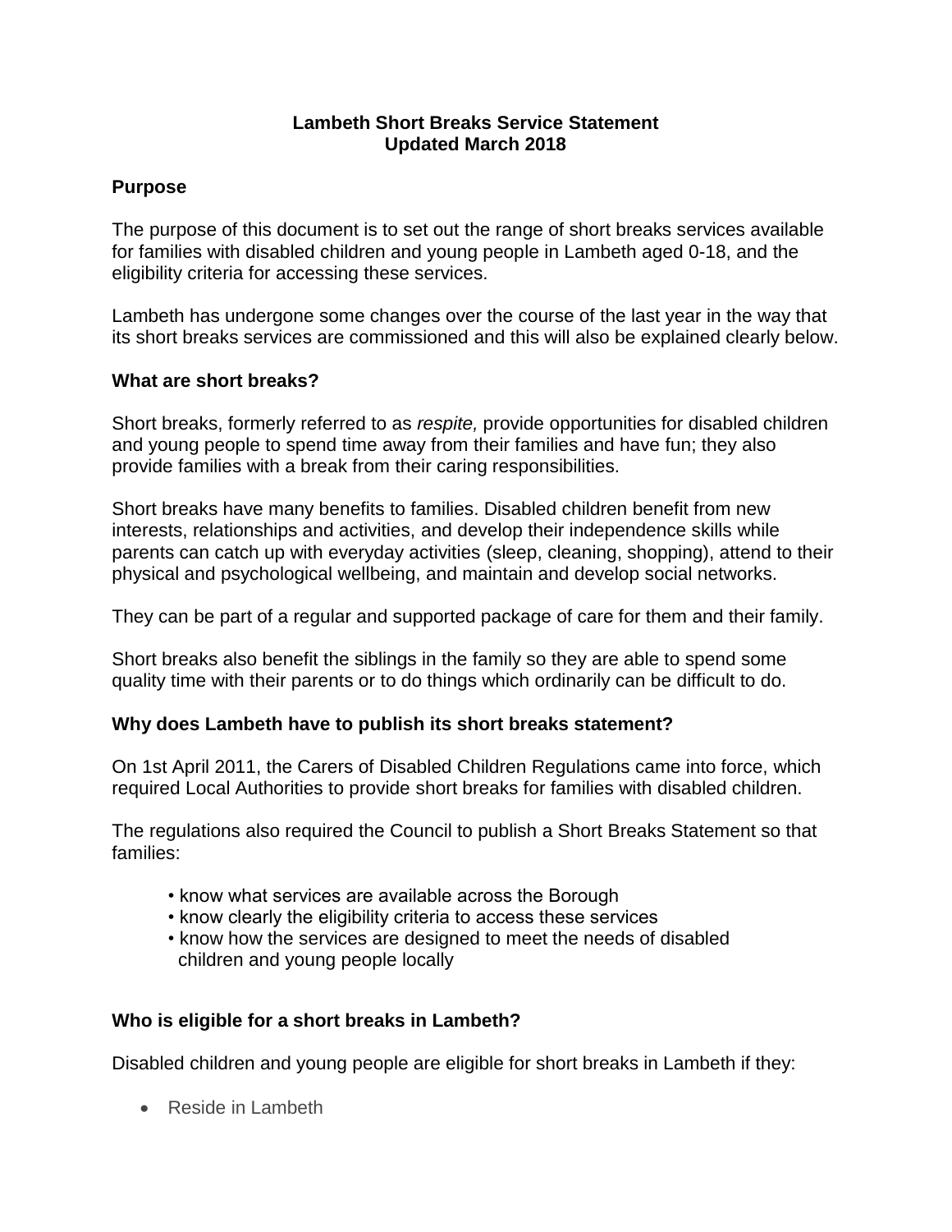# Lambeth Short Breaks Service Statement
## Updated March 2018

### Purpose

The purpose of this document is to set out the range of short breaks services available for families with disabled children and young people in Lambeth aged 0-18, and the eligibility criteria for accessing these services.

Lambeth has undergone some changes over the course of the last year in the way that its short breaks services are commissioned and this will also be explained clearly below.

### What are short breaks?

Short breaks, formerly referred to as *respite,* provide opportunities for disabled children and young people to spend time away from their families and have fun; they also provide families with a break from their caring responsibilities.

Short breaks have many benefits to families. Disabled children benefit from new interests, relationships and activities, and develop their independence skills while parents can catch up with everyday activities (sleep, cleaning, shopping), attend to their physical and psychological wellbeing, and maintain and develop social networks.

They can be part of a regular and supported package of care for them and their family.

Short breaks also benefit the siblings in the family so they are able to spend some quality time with their parents or to do things which ordinarily can be difficult to do.

### Why does Lambeth have to publish its short breaks statement?

On 1st April 2011, the Carers of Disabled Children Regulations came into force, which required Local Authorities to provide short breaks for families with disabled children.

The regulations also required the Council to publish a Short Breaks Statement so that families:

- know what services are available across the Borough
- know clearly the eligibility criteria to access these services
- know how the services are designed to meet the needs of disabled children and young people locally

### Who is eligible for a short breaks in Lambeth?

Disabled children and young people are eligible for short breaks in Lambeth if they:

- Reside in Lambeth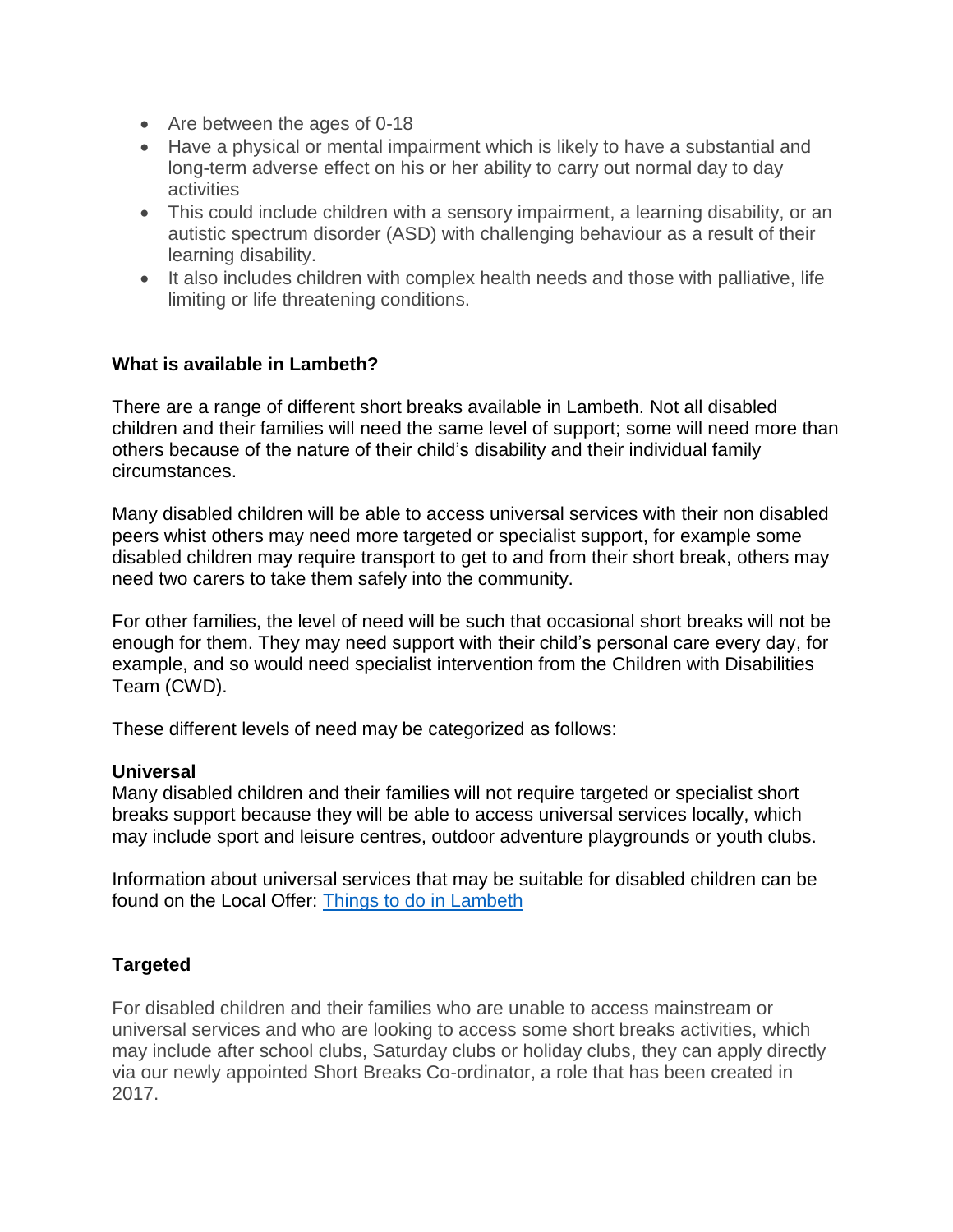- Are between the ages of 0-18
- Have a physical or mental impairment which is likely to have a substantial and long-term adverse effect on his or her ability to carry out normal day to day activities
- This could include children with a sensory impairment, a learning disability, or an autistic spectrum disorder (ASD) with challenging behaviour as a result of their learning disability.
- It also includes children with complex health needs and those with palliative, life limiting or life threatening conditions.

**What is available in Lambeth?**

There are a range of different short breaks available in Lambeth. Not all disabled children and their families will need the same level of support; some will need more than others because of the nature of their child's disability and their individual family circumstances.

Many disabled children will be able to access universal services with their non disabled peers whist others may need more targeted or specialist support, for example some disabled children may require transport to get to and from their short break, others may need two carers to take them safely into the community.

For other families, the level of need will be such that occasional short breaks will not be enough for them. They may need support with their child's personal care every day, for example, and so would need specialist intervention from the Children with Disabilities Team (CWD).

These different levels of need may be categorized as follows:

**Universal**

Many disabled children and their families will not require targeted or specialist short breaks support because they will be able to access universal services locally, which may include sport and leisure centres, outdoor adventure playgrounds or youth clubs.

Information about universal services that may be suitable for disabled children can be found on the Local Offer: [Things to do in Lambeth]

**Targeted**

For disabled children and their families who are unable to access mainstream or universal services and who are looking to access some short breaks activities, which may include after school clubs, Saturday clubs or holiday clubs, they can apply directly via our newly appointed Short Breaks Co-ordinator, a role that has been created in 2017.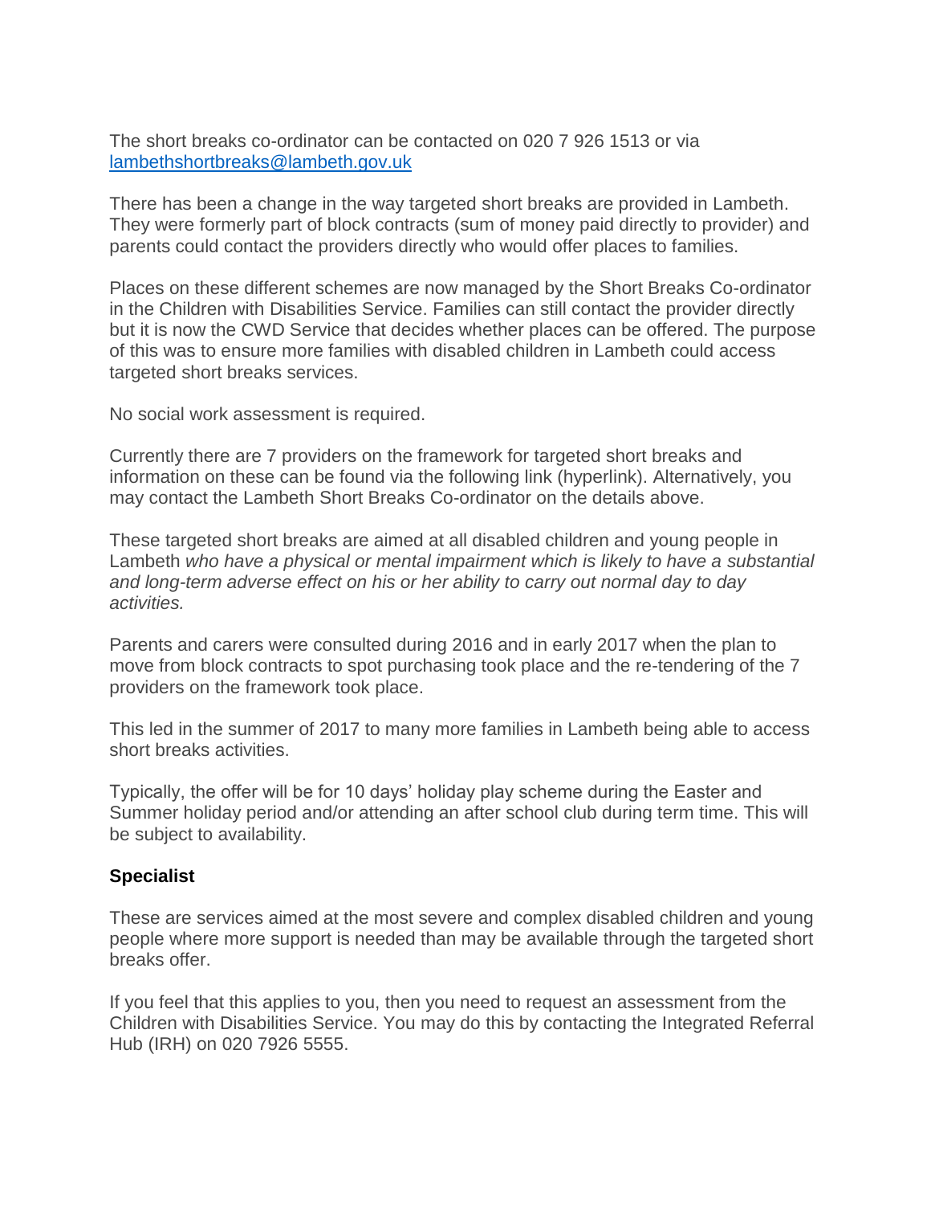The short breaks co-ordinator can be contacted on 020 7 926 1513 or via [lambethshortbreaks@lambeth.gov.uk](mailto:lambethshortbreaks@lambeth.gov.uk)

There has been a change in the way targeted short breaks are provided in Lambeth. They were formerly part of block contracts (sum of money paid directly to provider) and parents could contact the providers directly who would offer places to families.

Places on these different schemes are now managed by the Short Breaks Co-ordinator in the Children with Disabilities Service. Families can still contact the provider directly but it is now the CWD Service that decides whether places can be offered. The purpose of this was to ensure more families with disabled children in Lambeth could access targeted short breaks services.

No social work assessment is required.

Currently there are 7 providers on the framework for targeted short breaks and information on these can be found via the following link (hyperlink). Alternatively, you may contact the Lambeth Short Breaks Co-ordinator on the details above.

These targeted short breaks are aimed at all disabled children and young people in Lambeth *who have a physical or mental impairment which is likely to have a substantial and long-term adverse effect on his or her ability to carry out normal day to day activities.*

Parents and carers were consulted during 2016 and in early 2017 when the plan to move from block contracts to spot purchasing took place and the re-tendering of the 7 providers on the framework took place.

This led in the summer of 2017 to many more families in Lambeth being able to access short breaks activities.

Typically, the offer will be for 10 days' holiday play scheme during the Easter and Summer holiday period and/or attending an after school club during term time. This will be subject to availability.

**Specialist**

These are services aimed at the most severe and complex disabled children and young people where more support is needed than may be available through the targeted short breaks offer.

If you feel that this applies to you, then you need to request an assessment from the Children with Disabilities Service. You may do this by contacting the Integrated Referral Hub (IRH) on 020 7926 5555.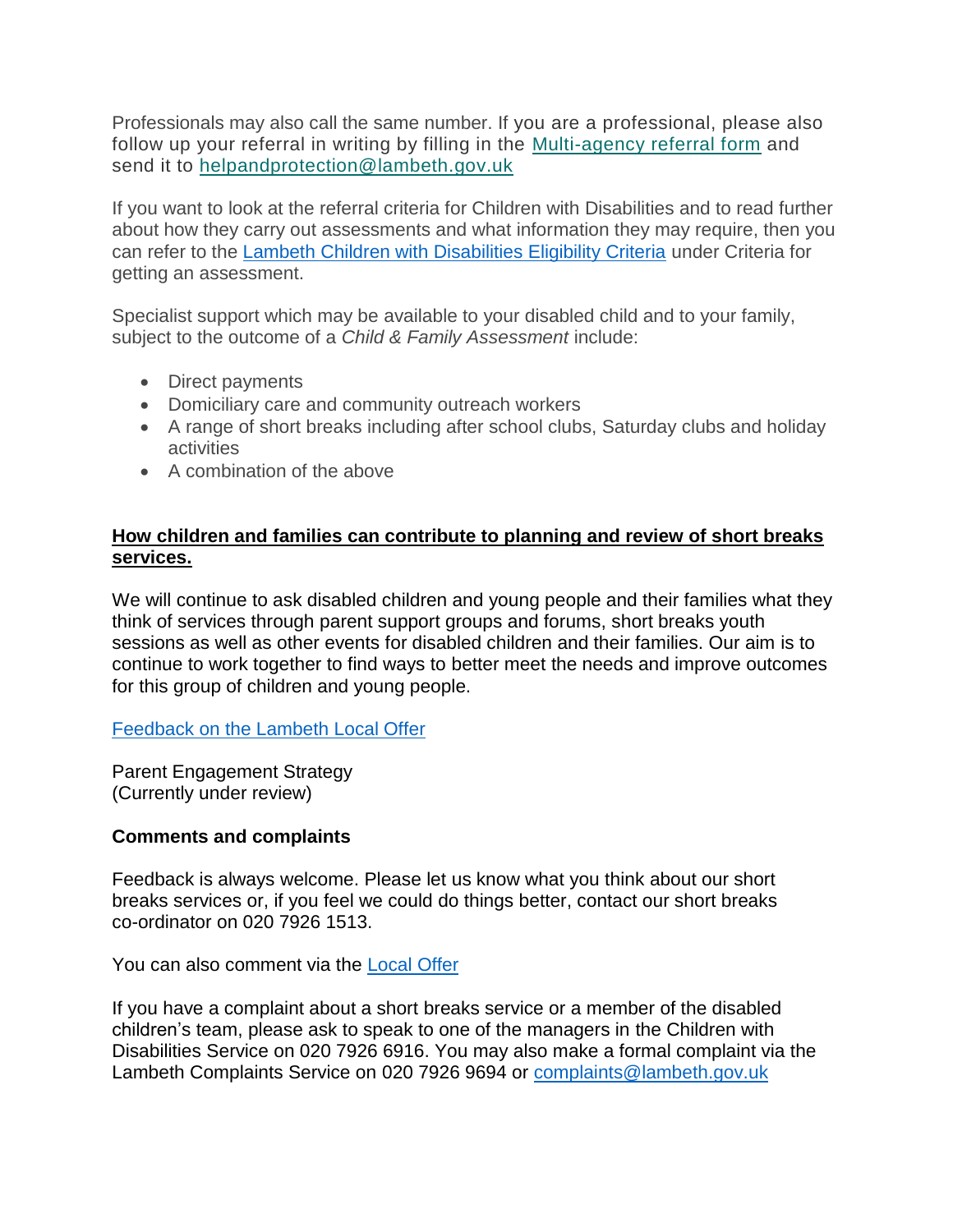Professionals may also call the same number. If you are a professional, please also follow up your referral in writing by filling in the [Multi-agency referral form] and send it to helpandprotection@lambeth.gov.uk

If you want to look at the referral criteria for Children with Disabilities and to read further about how they carry out assessments and what information they may require, then you can refer to the [Lambeth Children with Disabilities Eligibility Criteria] under Criteria for getting an assessment.

Specialist support which may be available to your disabled child and to your family, subject to the outcome of a *Child & Family Assessment* include:

- Direct payments
- Domiciliary care and community outreach workers
- A range of short breaks including after school clubs, Saturday clubs and holiday activities
- A combination of the above

## How children and families can contribute to planning and review of short breaks services.

We will continue to ask disabled children and young people and their families what they think of services through parent support groups and forums, short breaks youth sessions as well as other events for disabled children and their families. Our aim is to continue to work together to find ways to better meet the needs and improve outcomes for this group of children and young people.

[Feedback on the Lambeth Local Offer]

Parent Engagement Strategy
(Currently under review)

### Comments and complaints

Feedback is always welcome. Please let us know what you think about our short breaks services or, if you feel we could do things better, contact our short breaks co-ordinator on 020 7926 1513.

You can also comment via the [Local Offer]

If you have a complaint about a short breaks service or a member of the disabled children's team, please ask to speak to one of the managers in the Children with Disabilities Service on 020 7926 6916. You may also make a formal complaint via the Lambeth Complaints Service on 020 7926 9694 or complaints@lambeth.gov.uk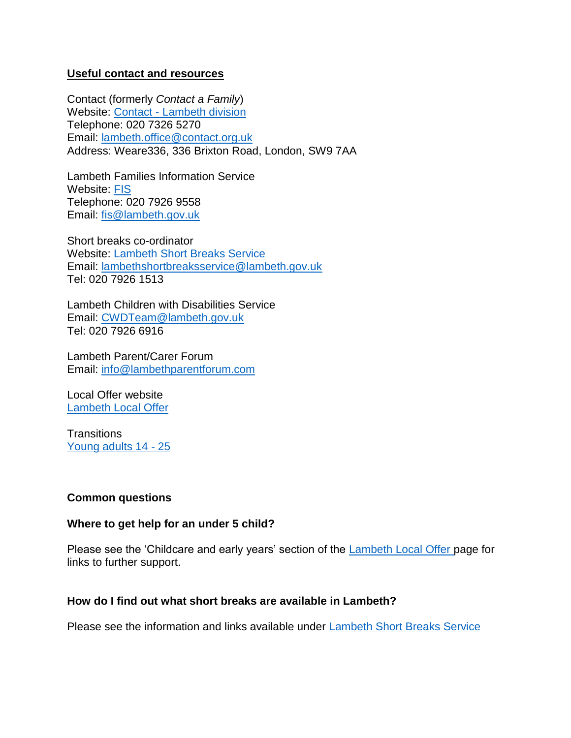## Useful contact and resources

Contact (formerly *Contact a Family*)
Website: Contact - Lambeth division
Telephone: 020 7326 5270
Email: lambeth.office@contact.org.uk
Address: Weare336, 336 Brixton Road, London, SW9 7AA

Lambeth Families Information Service
Website: FIS
Telephone: 020 7926 9558
Email: fis@lambeth.gov.uk

Short breaks co-ordinator
Website: Lambeth Short Breaks Service
Email: lambethshortbreaksservice@lambeth.gov.uk
Tel: 020 7926 1513

Lambeth Children with Disabilities Service
Email: CWDTeam@lambeth.gov.uk
Tel: 020 7926 6916

Lambeth Parent/Carer Forum
Email: info@lambethparentforum.com

Local Offer website
Lambeth Local Offer

Transitions
Young adults 14 - 25

## Common questions

### Where to get help for an under 5 child?

Please see the 'Childcare and early years' section of the Lambeth Local Offer page for links to further support.

### How do I find out what short breaks are available in Lambeth?

Please see the information and links available under Lambeth Short Breaks Service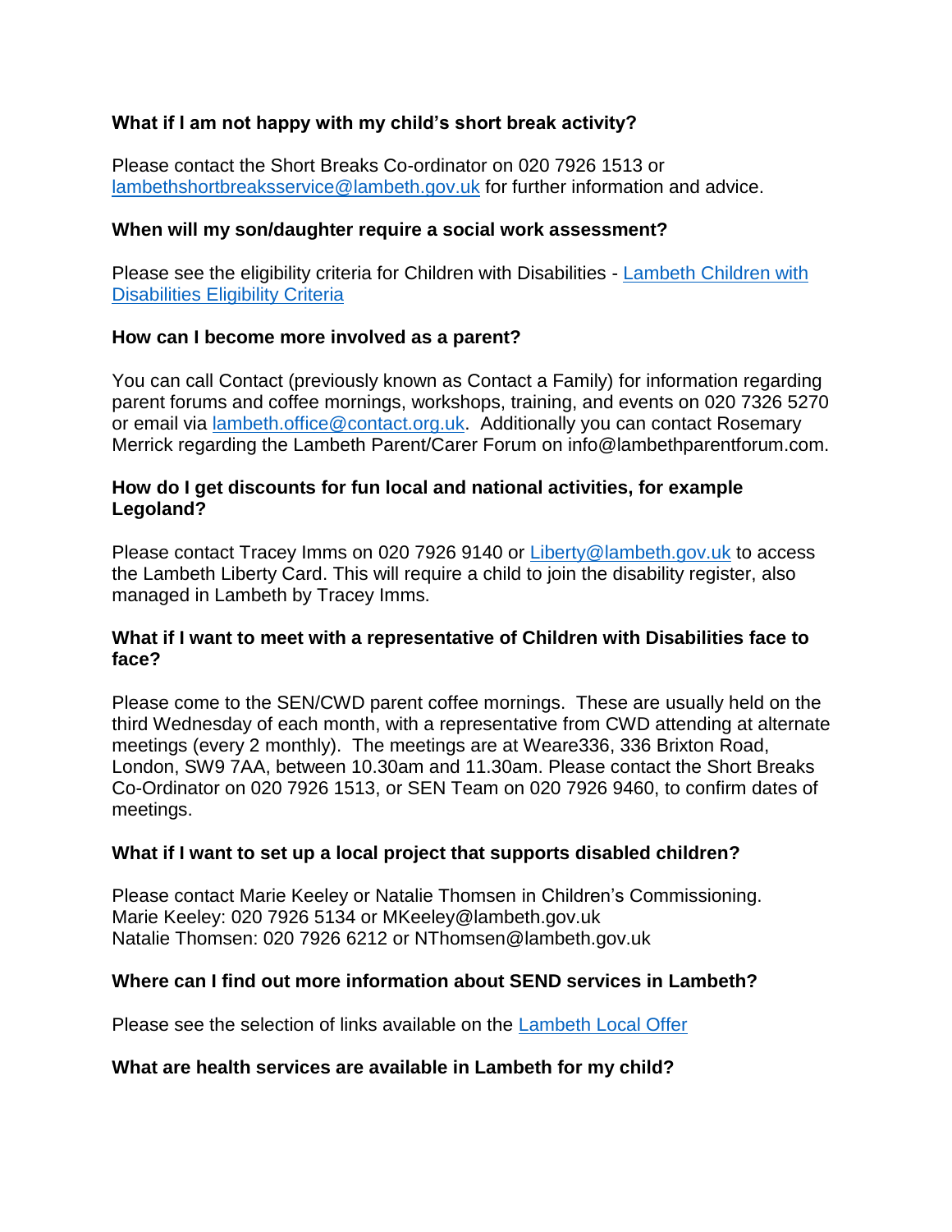**What if I am not happy with my child's short break activity?**

Please contact the Short Breaks Co-ordinator on 020 7926 1513 or lambethshortbreaksservice@lambeth.gov.uk for further information and advice.

**When will my son/daughter require a social work assessment?**

Please see the eligibility criteria for Children with Disabilities - Lambeth Children with Disabilities Eligibility Criteria

**How can I become more involved as a parent?**

You can call Contact (previously known as Contact a Family) for information regarding parent forums and coffee mornings, workshops, training, and events on 020 7326 5270 or email via lambeth.office@contact.org.uk. Additionally you can contact Rosemary Merrick regarding the Lambeth Parent/Carer Forum on info@lambethparentforum.com.

**How do I get discounts for fun local and national activities, for example Legoland?**

Please contact Tracey Imms on 020 7926 9140 or Liberty@lambeth.gov.uk to access the Lambeth Liberty Card. This will require a child to join the disability register, also managed in Lambeth by Tracey Imms.

**What if I want to meet with a representative of Children with Disabilities face to face?**

Please come to the SEN/CWD parent coffee mornings. These are usually held on the third Wednesday of each month, with a representative from CWD attending at alternate meetings (every 2 monthly). The meetings are at Weare336, 336 Brixton Road, London, SW9 7AA, between 10.30am and 11.30am. Please contact the Short Breaks Co-Ordinator on 020 7926 1513, or SEN Team on 020 7926 9460, to confirm dates of meetings.

**What if I want to set up a local project that supports disabled children?**

Please contact Marie Keeley or Natalie Thomsen in Children's Commissioning.
Marie Keeley: 020 7926 5134 or MKeeley@lambeth.gov.uk
Natalie Thomsen: 020 7926 6212 or NThomsen@lambeth.gov.uk

**Where can I find out more information about SEND services in Lambeth?**

Please see the selection of links available on the Lambeth Local Offer

**What are health services are available in Lambeth for my child?**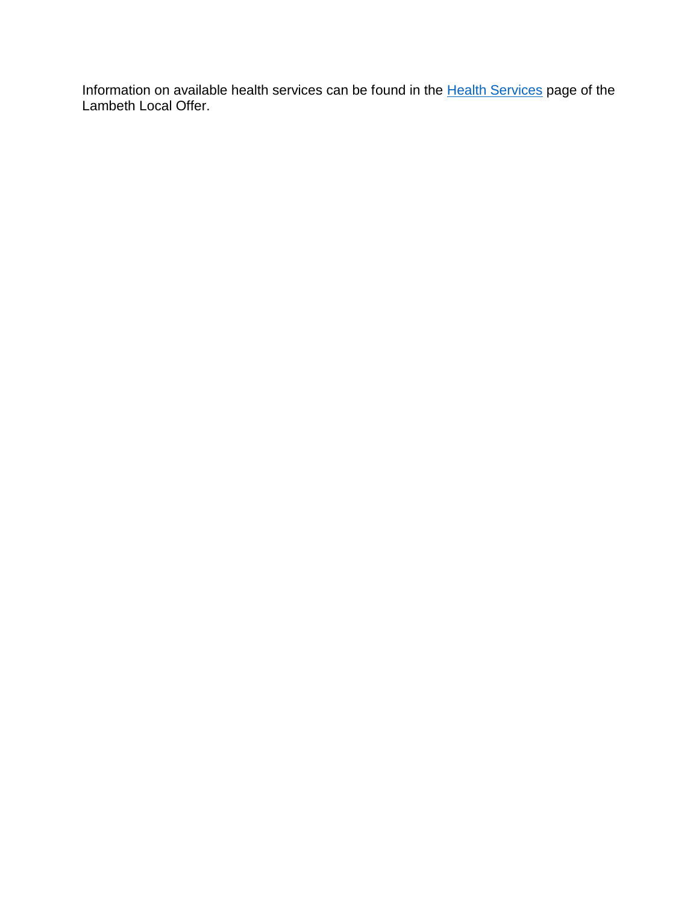Information on available health services can be found in the Health Services page of the Lambeth Local Offer.